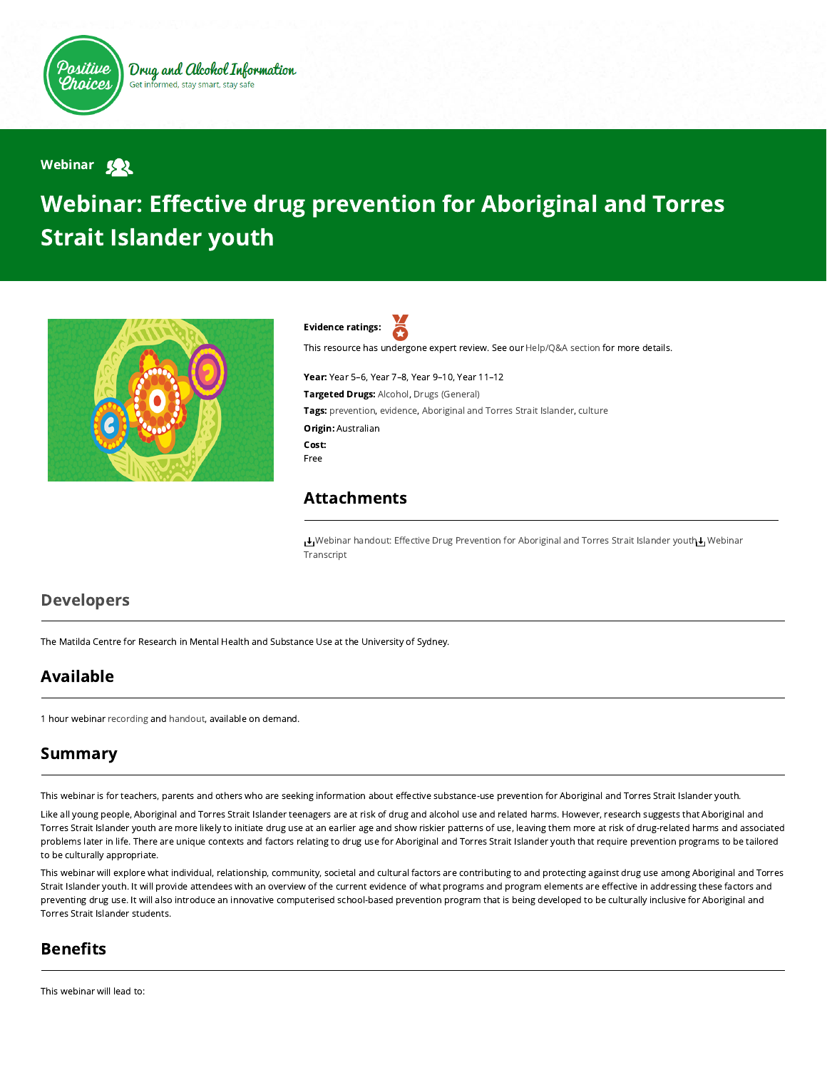Positive Choices

Drug and Alcohol Information

Get informed, stay smart, stay safe

Webinar

# Webinar: Effective drug prevention for Aboriginal and Torres Strait Islander youth

**Evidence ratings:**

This resource has undergone expert review. See our Help/Q&A section for more details.

**Year:** Year 5–6, Year 7–8, Year 9–10, Year 11–12

**Targeted Drugs:** Alcohol, Drugs (General)

**Tags:** prevention, evidence, Aboriginal and Torres Strait Islander, culture

**Origin:** Australian

**Cost:**

Free

## Attachments

Webinar handout: Effective Drug Prevention for Aboriginal and Torres Strait Islander youth

Webinar Transcript

## Developers

The Matilda Centre for Research in Mental Health and Substance Use at the University of Sydney.

## Available

1 hour webinar recording and handout, available on demand.

## Summary

This webinar is for teachers, parents and others who are seeking information about effective substance-use prevention for Aboriginal and Torres Strait Islander youth.

Like all young people, Aboriginal and Torres Strait Islander teenagers are at risk of drug and alcohol use and related harms. However, research suggests that Aboriginal and Torres Strait Islander youth are more likely to initiate drug use at an earlier age and show riskier patterns of use, leaving them more at risk of drug-related harms and associated problems later in life. There are unique contexts and factors relating to drug use for Aboriginal and Torres Strait Islander youth that require prevention programs to be tailored to be culturally appropriate.

This webinar will explore what individual, relationship, community, societal and cultural factors are contributing to and protecting against drug use among Aboriginal and Torres Strait Islander youth. It will provide attendees with an overview of the current evidence of what programs and program elements are effective in addressing these factors and preventing drug use. It will also introduce an innovative computerised school-based prevention program that is being developed to be culturally inclusive for Aboriginal and Torres Strait Islander students.

## Benefits

This webinar will lead to: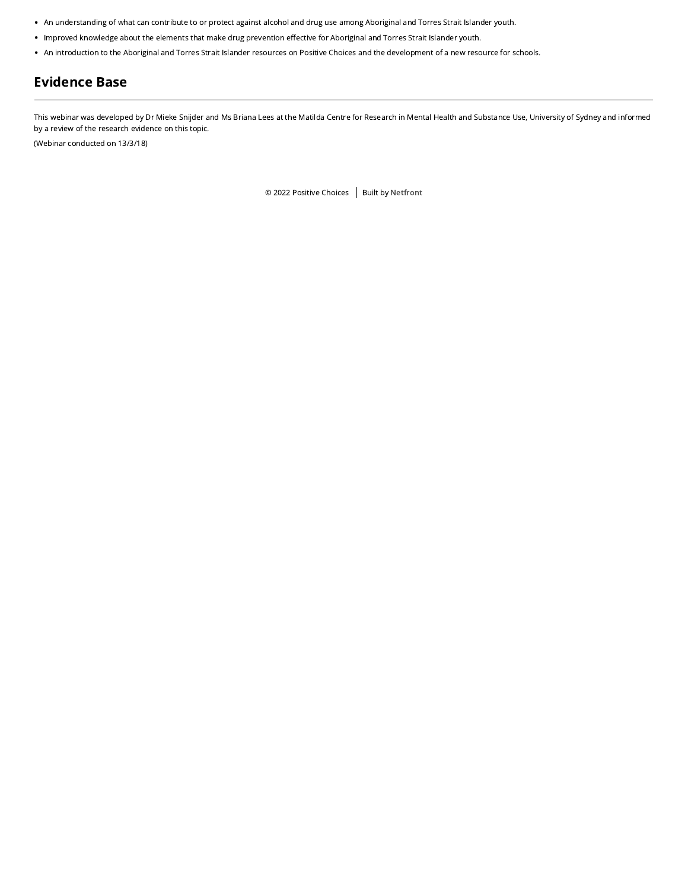- An understanding of what can contribute to or protect against alcohol and drug use among Aboriginal and Torres Strait Islander youth.
- Improved knowledge about the elements that make drug prevention effective for Aboriginal and Torres Strait Islander youth.
- An introduction to the Aboriginal and Torres Strait Islander resources on Positive Choices and the development of a new resource for schools.

## Evidence Base

This webinar was developed by Dr Mieke Snijder and Ms Briana Lees at the Matilda Centre for Research in Mental Health and Substance Use, University of Sydney and informed by a review of the research evidence on this topic.

(Webinar conducted on 13/3/18)

© 2022 Positive Choices | Built by **Netfront**